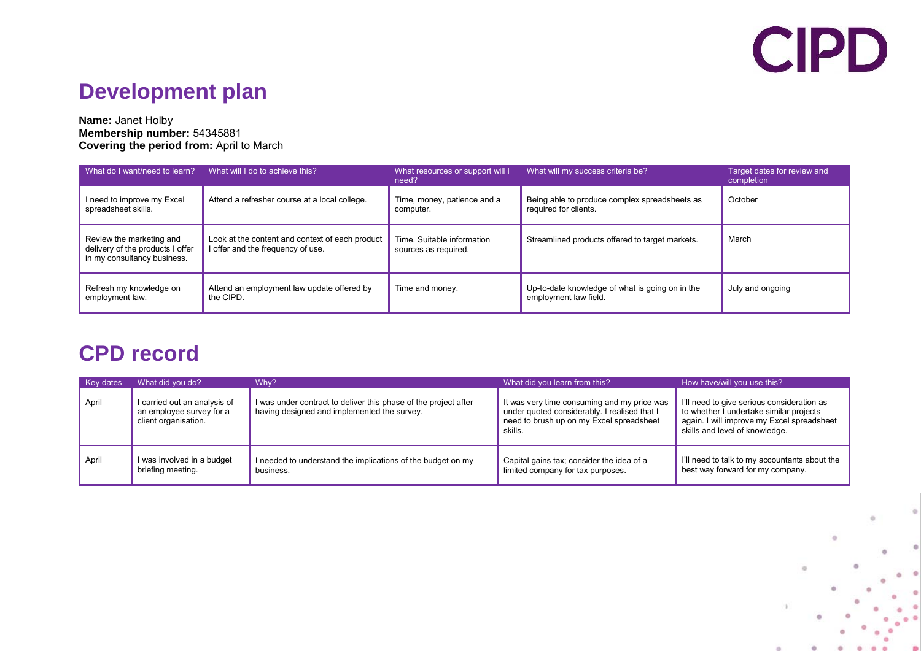# Development plan

**Name:** Janet Holby
**Membership number:** 54345881
**Covering the period from:** April to March

| What do I want/need to learn? | What will I do to achieve this? | What resources or support will I need? | What will my success criteria be? | Target dates for review and completion |
|---|---|---|---|---|
| I need to improve my Excel spreadsheet skills. | Attend a refresher course at a local college. | Time, money, patience and a computer. | Being able to produce complex spreadsheets as required for clients. | October |
| Review the marketing and delivery of the products I offer in my consultancy business. | Look at the content and context of each product I offer and the frequency of use. | Time. Suitable information sources as required. | Streamlined products offered to target markets. | March |
| Refresh my knowledge on employment law. | Attend an employment law update offered by the CIPD. | Time and money. | Up-to-date knowledge of what is going on in the employment law field. | July and ongoing |

# CPD record

| Key dates | What did you do? | Why? | What did you learn from this? | How have/will you use this? |
|---|---|---|---|---|
| April | I carried out an analysis of an employee survey for a client organisation. | I was under contract to deliver this phase of the project after having designed and implemented the survey. | It was very time consuming and my price was under quoted considerably. I realised that I need to brush up on my Excel spreadsheet skills. | I'll need to give serious consideration as to whether I undertake similar projects again. I will improve my Excel spreadsheet skills and level of knowledge. |
| April | I was involved in a budget briefing meeting. | I needed to understand the implications of the budget on my business. | Capital gains tax; consider the idea of a limited company for tax purposes. | I'll need to talk to my accountants about the best way forward for my company. |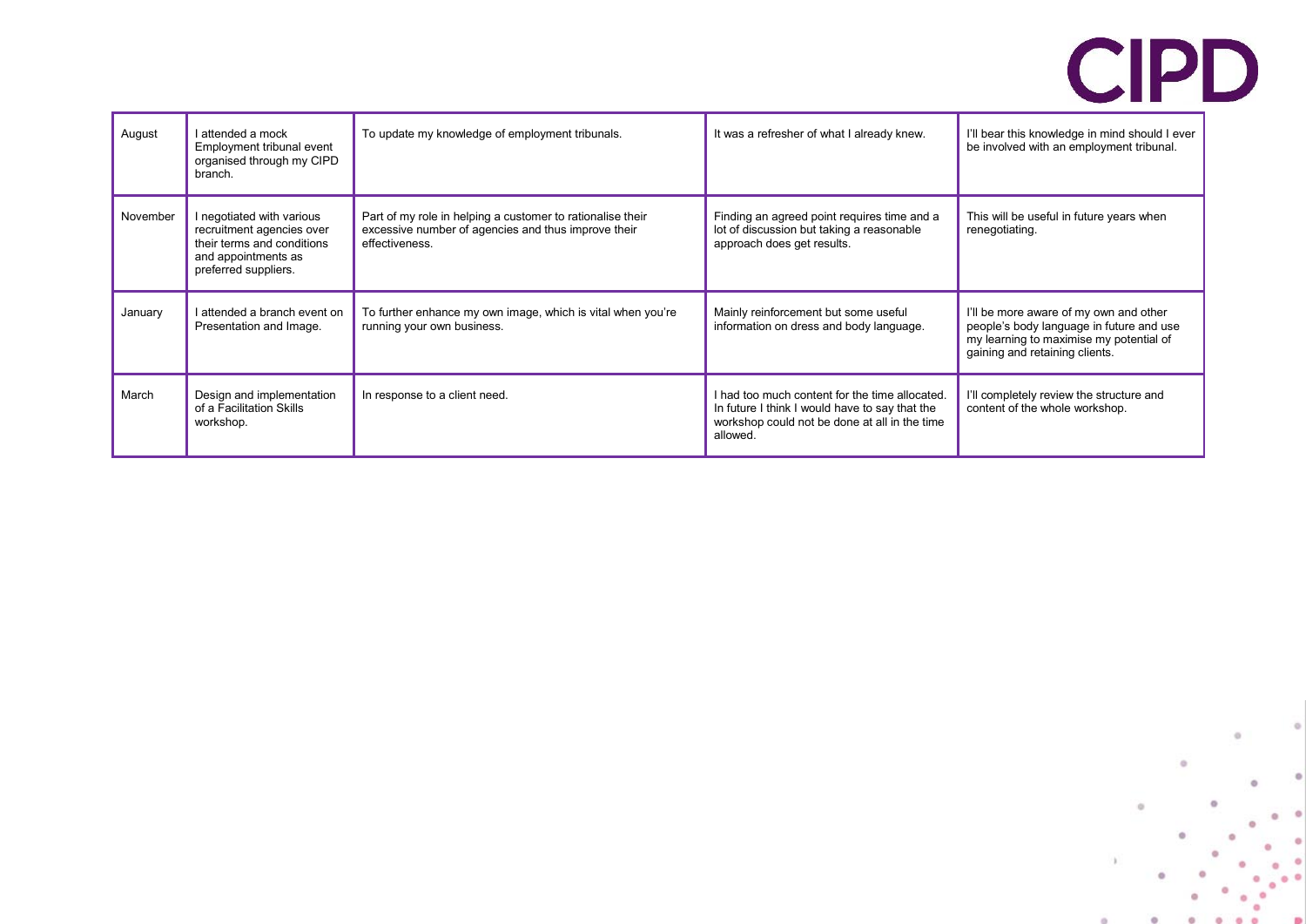| | | | | |
|---|---|---|---|---|
| August | I attended a mock Employment tribunal event organised through my CIPD branch. | To update my knowledge of employment tribunals. | It was a refresher of what I already knew. | I'll bear this knowledge in mind should I ever be involved with an employment tribunal. |
| November | I negotiated with various recruitment agencies over their terms and conditions and appointments as preferred suppliers. | Part of my role in helping a customer to rationalise their excessive number of agencies and thus improve their effectiveness. | Finding an agreed point requires time and a lot of discussion but taking a reasonable approach does get results. | This will be useful in future years when renegotiating. |
| January | I attended a branch event on Presentation and Image. | To further enhance my own image, which is vital when you're running your own business. | Mainly reinforcement but some useful information on dress and body language. | I'll be more aware of my own and other people's body language in future and use my learning to maximise my potential of gaining and retaining clients. |
| March | Design and implementation of a Facilitation Skills workshop. | In response to a client need. | I had too much content for the time allocated. In future I think I would have to say that the workshop could not be done at all in the time allowed. | I'll completely review the structure and content of the whole workshop. |